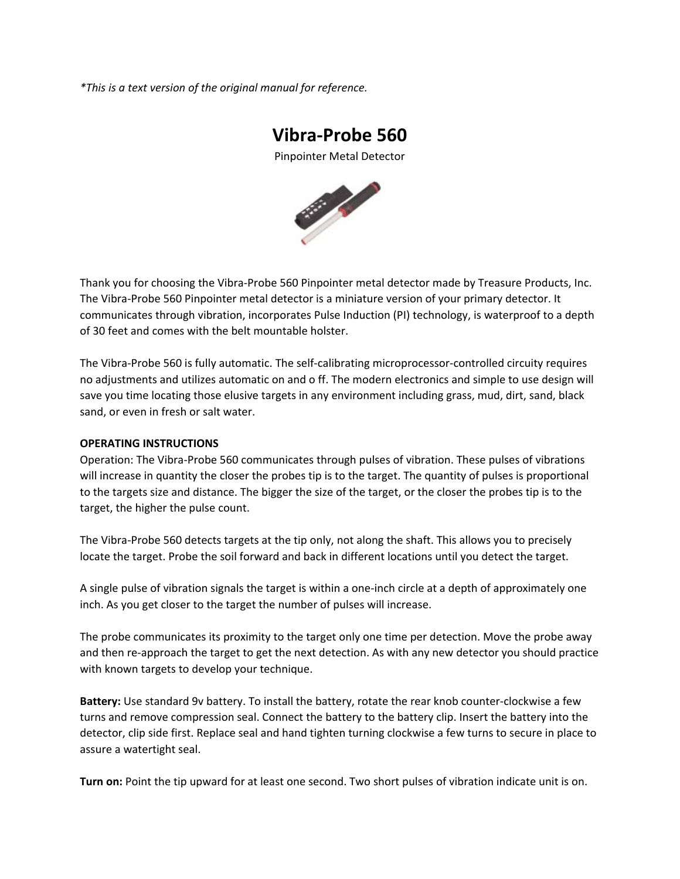*This is a text version of the original manual for reference.

# Vibra-Probe 560

Pinpointer Metal Detector

Thank you for choosing the Vibra-Probe 560 Pinpointer metal detector made by Treasure Products, Inc. The Vibra-Probe 560 Pinpointer metal detector is a miniature version of your primary detector. It communicates through vibration, incorporates Pulse Induction (PI) technology, is waterproof to a depth of 30 feet and comes with the belt mountable holster.

The Vibra-Probe 560 is fully automatic. The self-calibrating microprocessor-controlled circuity requires no adjustments and utilizes automatic on and o ff. The modern electronics and simple to use design will save you time locating those elusive targets in any environment including grass, mud, dirt, sand, black sand, or even in fresh or salt water.

**OPERATING INSTRUCTIONS**

Operation: The Vibra-Probe 560 communicates through pulses of vibration. These pulses of vibrations will increase in quantity the closer the probes tip is to the target. The quantity of pulses is proportional to the targets size and distance. The bigger the size of the target, or the closer the probes tip is to the target, the higher the pulse count.

The Vibra-Probe 560 detects targets at the tip only, not along the shaft. This allows you to precisely locate the target. Probe the soil forward and back in different locations until you detect the target.

A single pulse of vibration signals the target is within a one-inch circle at a depth of approximately one inch. As you get closer to the target the number of pulses will increase.

The probe communicates its proximity to the target only one time per detection. Move the probe away and then re-approach the target to get the next detection. As with any new detector you should practice with known targets to develop your technique.

**Battery:** Use standard 9v battery. To install the battery, rotate the rear knob counter-clockwise a few turns and remove compression seal. Connect the battery to the battery clip. Insert the battery into the detector, clip side first. Replace seal and hand tighten turning clockwise a few turns to secure in place to assure a watertight seal.

**Turn on:** Point the tip upward for at least one second. Two short pulses of vibration indicate unit is on.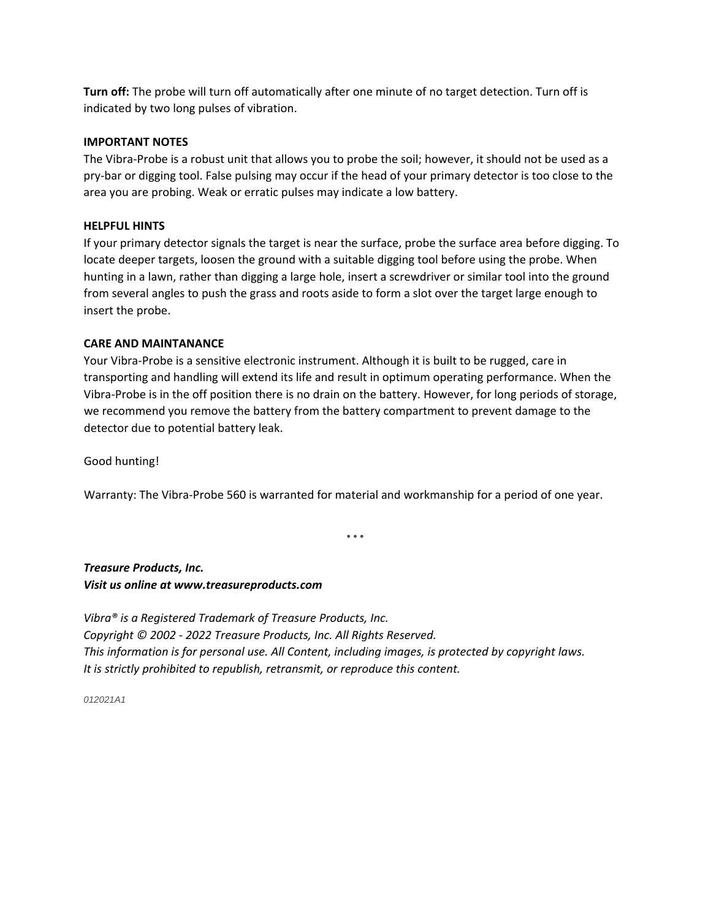**Turn off:** The probe will turn off automatically after one minute of no target detection. Turn off is indicated by two long pulses of vibration.

**IMPORTANT NOTES**

The Vibra-Probe is a robust unit that allows you to probe the soil; however, it should not be used as a pry-bar or digging tool. False pulsing may occur if the head of your primary detector is too close to the area you are probing. Weak or erratic pulses may indicate a low battery.

**HELPFUL HINTS**

If your primary detector signals the target is near the surface, probe the surface area before digging. To locate deeper targets, loosen the ground with a suitable digging tool before using the probe. When hunting in a lawn, rather than digging a large hole, insert a screwdriver or similar tool into the ground from several angles to push the grass and roots aside to form a slot over the target large enough to insert the probe.

**CARE AND MAINTANANCE**

Your Vibra-Probe is a sensitive electronic instrument. Although it is built to be rugged, care in transporting and handling will extend its life and result in optimum operating performance. When the Vibra-Probe is in the off position there is no drain on the battery. However, for long periods of storage, we recommend you remove the battery from the battery compartment to prevent damage to the detector due to potential battery leak.

Good hunting!

Warranty: The Vibra-Probe 560 is warranted for material and workmanship for a period of one year.

• • •

***Treasure Products, Inc.***
***Visit us online at www.treasureproducts.com***

*Vibra® is a Registered Trademark of Treasure Products, Inc.*
*Copyright © 2002 - 2022 Treasure Products, Inc. All Rights Reserved.*
*This information is for personal use. All Content, including images, is protected by copyright laws.*
*It is strictly prohibited to republish, retransmit, or reproduce this content.*

*012021A1*